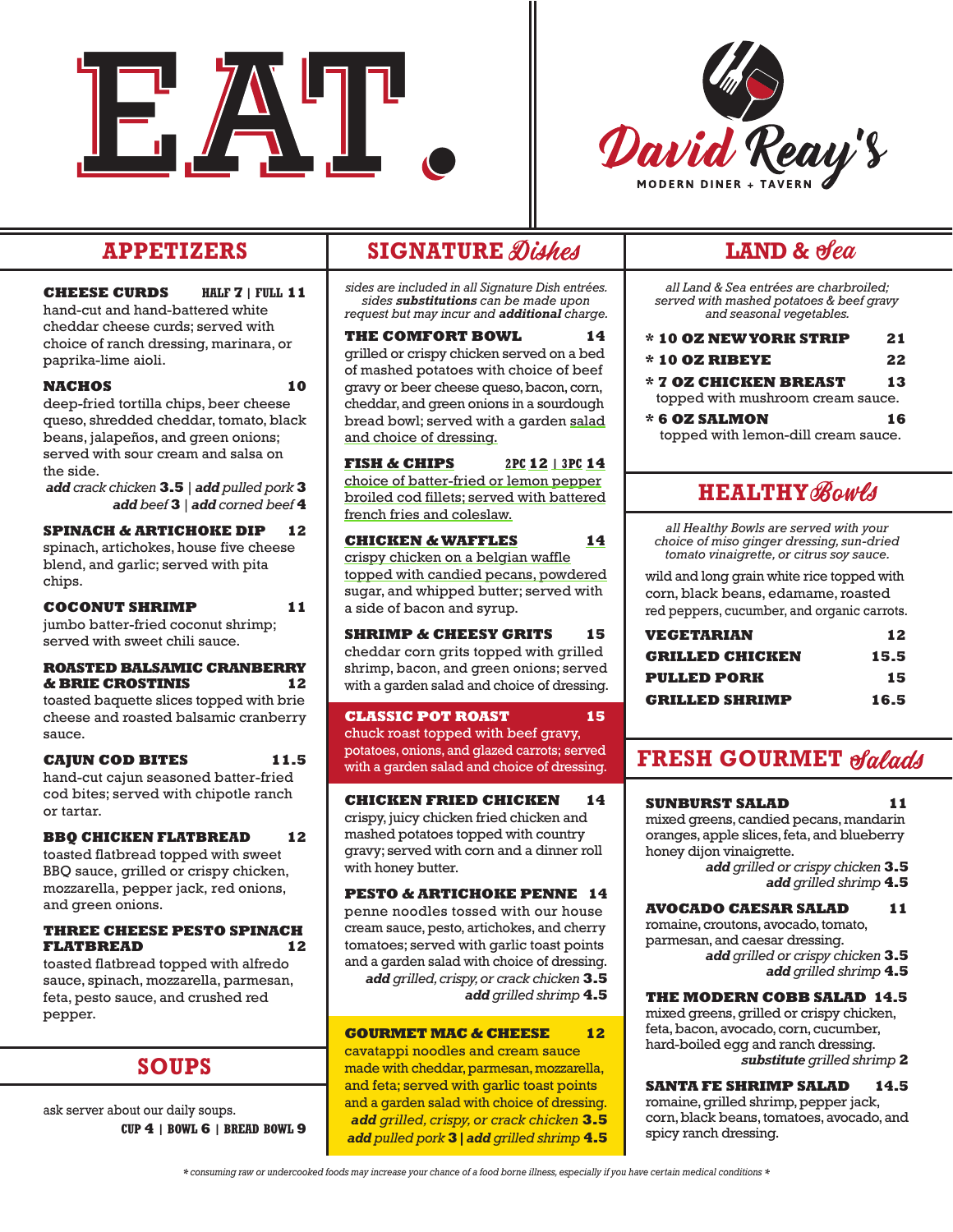# EAT.

**David Reay's**
MODERN DINER + TAVERN

## APPETIZERS

**CHEESE CURDS** — HALF 7 | FULL 11
hand-cut and hand-battered white cheddar cheese curds; served with choice of ranch dressing, marinara, or paprika-lime aioli.

**NACHOS** — 10
deep-fried tortilla chips, beer cheese queso, shredded cheddar, tomato, black beans, jalapeños, and green onions; served with sour cream and salsa on the side.
***add** crack chicken* **3.5** | ***add** pulled pork* **3**
***add** beef* **3** | ***add** corned beef* **4**

**SPINACH & ARTICHOKE DIP** — 12
spinach, artichokes, house five cheese blend, and garlic; served with pita chips.

**COCONUT SHRIMP** — 11
jumbo batter-fried coconut shrimp; served with sweet chili sauce.

**ROASTED BALSAMIC CRANBERRY & BRIE CROSTINIS** — 12
toasted baquette slices topped with brie cheese and roasted balsamic cranberry sauce.

**CAJUN COD BITES** — 11.5
hand-cut cajun seasoned batter-fried cod bites; served with chipotle ranch or tartar.

**BBQ CHICKEN FLATBREAD** — 12
toasted flatbread topped with sweet BBQ sauce, grilled or crispy chicken, mozzarella, pepper jack, red onions, and green onions.

**THREE CHEESE PESTO SPINACH FLATBREAD** — 12
toasted flatbread topped with alfredo sauce, spinach, mozzarella, parmesan, feta, pesto sauce, and crushed red pepper.

## SOUPS

ask server about our daily soups.
CUP **4** | BOWL **6** | BREAD BOWL **9**

## SIGNATURE *Dishes*

*sides are included in all Signature Dish entrées. sides **substitutions** can be made upon request but may incur and **additional** charge.*

**THE COMFORT BOWL** — 14
grilled or crispy chicken served on a bed of mashed potatoes with choice of beef gravy or beer cheese queso, bacon, corn, cheddar, and green onions in a sourdough bread bowl; served with a garden salad and choice of dressing.

**FISH & CHIPS** — 2PC 12 | 3PC 14
choice of batter-fried or lemon pepper broiled cod fillets; served with battered french fries and coleslaw.

**CHICKEN & WAFFLES** — 14
crispy chicken on a belgian waffle topped with candied pecans, powdered sugar, and whipped butter; served with a side of bacon and syrup.

**SHRIMP & CHEESY GRITS** — 15
cheddar corn grits topped with grilled shrimp, bacon, and green onions; served with a garden salad and choice of dressing.

**CLASSIC POT ROAST** — 15
chuck roast topped with beef gravy, potatoes, onions, and glazed carrots; served with a garden salad and choice of dressing.

**CHICKEN FRIED CHICKEN** — 14
crispy, juicy chicken fried chicken and mashed potatoes topped with country gravy; served with corn and a dinner roll with honey butter.

**PESTO & ARTICHOKE PENNE** — 14
penne noodles tossed with our house cream sauce, pesto, artichokes, and cherry tomatoes; served with garlic toast points and a garden salad with choice of dressing.
***add** grilled, crispy, or crack chicken* **3.5**
***add** grilled shrimp* **4.5**

**GOURMET MAC & CHEESE** — 12
cavatappi noodles and cream sauce made with cheddar, parmesan, mozzarella, and feta; served with garlic toast points and a garden salad with choice of dressing.
***add** grilled, crispy, or crack chicken* **3.5**
***add** pulled pork* **3** | ***add** grilled shrimp* **4.5**

## LAND & *Sea*

*all Land & Sea entrées are charbroiled; served with mashed potatoes & beef gravy and seasonal vegetables.*

**\* 10 OZ NEW YORK STRIP** — 21

**\* 10 OZ RIBEYE** — 22

**\* 7 OZ CHICKEN BREAST** — 13
topped with mushroom cream sauce.

**\* 6 OZ SALMON** — 16
topped with lemon-dill cream sauce.

## HEALTHY *Bowls*

*all Healthy Bowls are served with your choice of miso ginger dressing, sun-dried tomato vinaigrette, or citrus soy sauce.*

wild and long grain white rice topped with corn, black beans, edamame, roasted red peppers, cucumber, and organic carrots.

**VEGETARIAN** — 12

**GRILLED CHICKEN** — 15.5

**PULLED PORK** — 15

**GRILLED SHRIMP** — 16.5

## FRESH GOURMET *Salads*

**SUNBURST SALAD** — 11
mixed greens, candied pecans, mandarin oranges, apple slices, feta, and blueberry honey dijon vinaigrette.
***add** grilled or crispy chicken* **3.5**
***add** grilled shrimp* **4.5**

**AVOCADO CAESAR SALAD** — 11
romaine, croutons, avocado, tomato, parmesan, and caesar dressing.
***add** grilled or crispy chicken* **3.5**
***add** grilled shrimp* **4.5**

**THE MODERN COBB SALAD** — 14.5
mixed greens, grilled or crispy chicken, feta, bacon, avocado, corn, cucumber, hard-boiled egg and ranch dressing.
***substitute** grilled shrimp* **2**

**SANTA FE SHRIMP SALAD** — 14.5
romaine, grilled shrimp, pepper jack, corn, black beans, tomatoes, avocado, and spicy ranch dressing.

*\* consuming raw or undercooked foods may increase your chance of a food borne illness, especially if you have certain medical conditions \**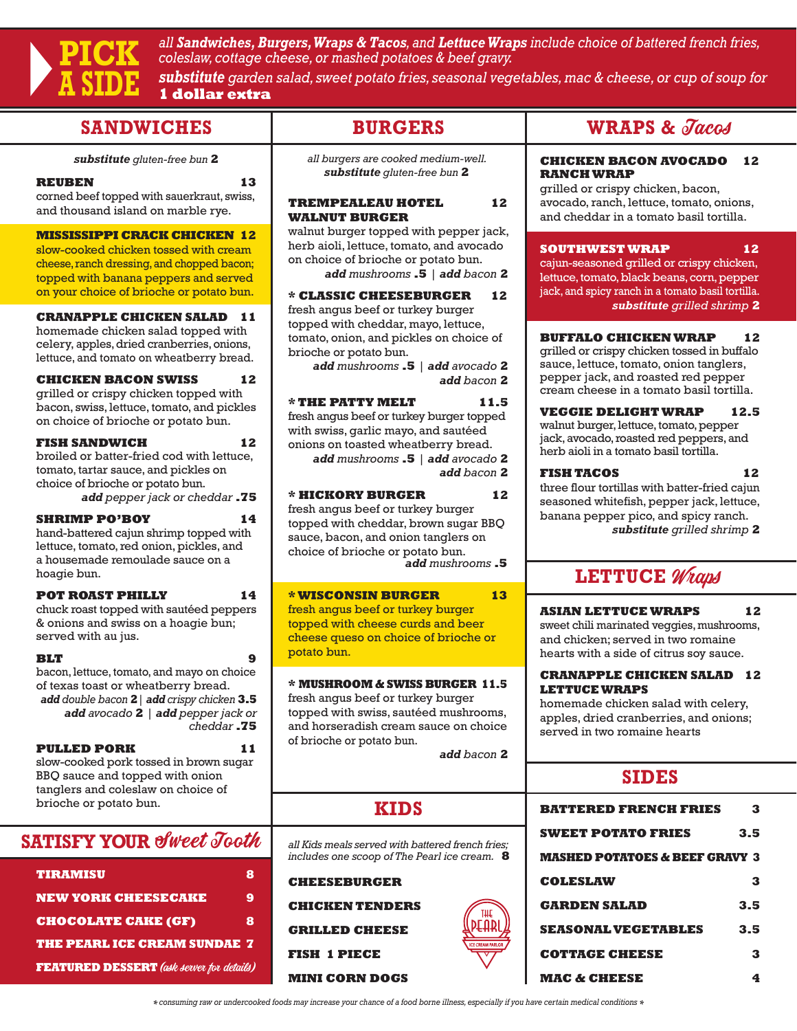# PICK A SIDE

*all **Sandwiches, Burgers, Wraps & Tacos**, and **Lettuce Wraps** include choice of battered french fries, coleslaw, cottage cheese, or mashed potatoes & beef gravy.*

***substitute** garden salad, sweet potato fries, seasonal vegetables, mac & cheese, or cup of soup for* **1 dollar extra**

## SANDWICHES

***substitute** gluten-free bun* **2**

**REUBEN** 13
corned beef topped with sauerkraut, swiss, and thousand island on marble rye.

**MISSISSIPPI CRACK CHICKEN** 12
slow-cooked chicken tossed with cream cheese, ranch dressing, and chopped bacon; topped with banana peppers and served on your choice of brioche or potato bun.

**CRANAPPLE CHICKEN SALAD** 11
homemade chicken salad topped with celery, apples, dried cranberries, onions, lettuce, and tomato on wheatberry bread.

**CHICKEN BACON SWISS** 12
grilled or crispy chicken topped with bacon, swiss, lettuce, tomato, and pickles on choice of brioche or potato bun.

**FISH SANDWICH** 12
broiled or batter-fried cod with lettuce, tomato, tartar sauce, and pickles on choice of brioche or potato bun.
***add** pepper jack or cheddar* **.75**

**SHRIMP PO'BOY** 14
hand-battered cajun shrimp topped with lettuce, tomato, red onion, pickles, and a housemade remoulade sauce on a hoagie bun.

**POT ROAST PHILLY** 14
chuck roast topped with sautéed peppers & onions and swiss on a hoagie bun; served with au jus.

**BLT** 9
bacon, lettuce, tomato, and mayo on choice of texas toast or wheatberry bread.
***add** double bacon* **2** | ***add** crispy chicken* **3.5**
***add** avocado* **2** | ***add** pepper jack or cheddar* **.75**

**PULLED PORK** 11
slow-cooked pork tossed in brown sugar BBQ sauce and topped with onion tanglers and coleslaw on choice of brioche or potato bun.

## BURGERS

*all burgers are cooked medium-well.*
***substitute** gluten-free bun* **2**

**TREMPEALEAU HOTEL WALNUT BURGER** 12
walnut burger topped with pepper jack, herb aioli, lettuce, tomato, and avocado on choice of brioche or potato bun.
***add** mushrooms* **.5** | ***add** bacon* **2**

**\* CLASSIC CHEESEBURGER** 12
fresh angus beef or turkey burger topped with cheddar, mayo, lettuce, tomato, onion, and pickles on choice of brioche or potato bun.
***add** mushrooms* **.5** | ***add** avocado* **2**
***add** bacon* **2**

**\* THE PATTY MELT** 11.5
fresh angus beef or turkey burger topped with swiss, garlic mayo, and sautéed onions on toasted wheatberry bread.
***add** mushrooms* **.5** | ***add** avocado* **2**
***add** bacon* **2**

**\* HICKORY BURGER** 12
fresh angus beef or turkey burger topped with cheddar, brown sugar BBQ sauce, bacon, and onion tanglers on choice of brioche or potato bun.
***add** mushrooms* **.5**

**\* WISCONSIN BURGER** 13
fresh angus beef or turkey burger topped with cheese curds and beer cheese queso on choice of brioche or potato bun.

**\* MUSHROOM & SWISS BURGER** 11.5
fresh angus beef or turkey burger topped with swiss, sautéed mushrooms, and horseradish cream sauce on choice of brioche or potato bun.
***add** bacon* **2**

## WRAPS & Tacos

**CHICKEN BACON AVOCADO RANCH WRAP** 12
grilled or crispy chicken, bacon, avocado, ranch, lettuce, tomato, onions, and cheddar in a tomato basil tortilla.

**SOUTHWEST WRAP** 12
cajun-seasoned grilled or crispy chicken, lettuce, tomato, black beans, corn, pepper jack, and spicy ranch in a tomato basil tortilla.
***substitute** grilled shrimp* **2**

**BUFFALO CHICKEN WRAP** 12
grilled or crispy chicken tossed in buffalo sauce, lettuce, tomato, onion tanglers, pepper jack, and roasted red pepper cream cheese in a tomato basil tortilla.

**VEGGIE DELIGHT WRAP** 12.5
walnut burger, lettuce, tomato, pepper jack, avocado, roasted red peppers, and herb aioli in a tomato basil tortilla.

**FISH TACOS** 12
three flour tortillas with batter-fried cajun seasoned whitefish, pepper jack, lettuce, banana pepper pico, and spicy ranch.
***substitute** grilled shrimp* **2**

## LETTUCE Wraps

**ASIAN LETTUCE WRAPS** 12
sweet chili marinated veggies, mushrooms, and chicken; served in two romaine hearts with a side of citrus soy sauce.

**CRANAPPLE CHICKEN SALAD LETTUCE WRAPS** 12
homemade chicken salad with celery, apples, dried cranberries, and onions; served in two romaine hearts

## SATISFY YOUR Sweet Tooth

| | |
|---|---|
| **TIRAMISU** | 8 |
| **NEW YORK CHEESECAKE** | 9 |
| **CHOCOLATE CAKE (GF)** | 8 |
| **THE PEARL ICE CREAM SUNDAE** | 7 |
| **FEATURED DESSERT** *(ask server for details)* | |

## KIDS

*all Kids meals served with battered french fries; includes one scoop of The Pearl ice cream.* **8**

**CHEESEBURGER**
**CHICKEN TENDERS**
**GRILLED CHEESE**
**FISH 1 PIECE**
**MINI CORN DOGS**

## SIDES

| | |
|---|---|
| **BATTERED FRENCH FRIES** | 3 |
| **SWEET POTATO FRIES** | 3.5 |
| **MASHED POTATOES & BEEF GRAVY** | 3 |
| **COLESLAW** | 3 |
| **GARDEN SALAD** | 3.5 |
| **SEASONAL VEGETABLES** | 3.5 |
| **COTTAGE CHEESE** | 3 |
| **MAC & CHEESE** | 4 |

*\* consuming raw or undercooked foods may increase your chance of a food borne illness, especially if you have certain medical conditions \**